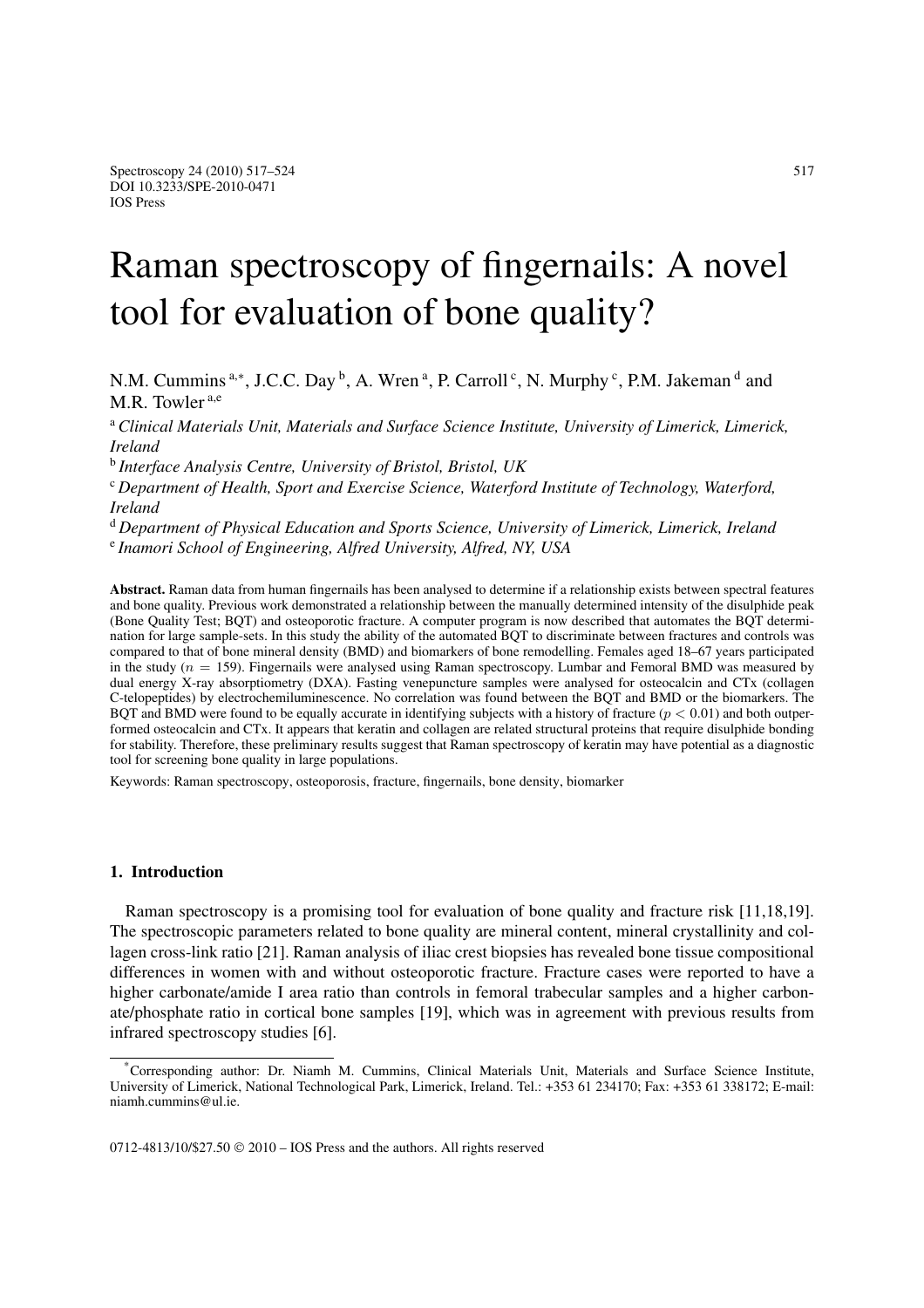# Raman spectroscopy of fingernails: A novel tool for evaluation of bone quality?

N.M. Cummins [a,*], J.C.C. Day [b], A. Wren [a], P. Carroll [c], N. Murphy [c], P.M. Jakeman [d] and M.R. Towler [a,e]

[a] *Clinical Materials Unit, Materials and Surface Science Institute, University of Limerick, Limerick, Ireland*

[b] *Interface Analysis Centre, University of Bristol, Bristol, UK*

[c] *Department of Health, Sport and Exercise Science, Waterford Institute of Technology, Waterford, Ireland*

[d] *Department of Physical Education and Sports Science, University of Limerick, Limerick, Ireland*

[e] *Inamori School of Engineering, Alfred University, Alfred, NY, USA*

**Abstract.** Raman data from human fingernails has been analysed to determine if a relationship exists between spectral features and bone quality. Previous work demonstrated a relationship between the manually determined intensity of the disulphide peak (Bone Quality Test; BQT) and osteoporotic fracture. A computer program is now described that automates the BQT determination for large sample-sets. In this study the ability of the automated BQT to discriminate between fractures and controls was compared to that of bone mineral density (BMD) and biomarkers of bone remodelling. Females aged 18–67 years participated in the study ($n = 159$). Fingernails were analysed using Raman spectroscopy. Lumbar and Femoral BMD was measured by dual energy X-ray absorptiometry (DXA). Fasting venepuncture samples were analysed for osteocalcin and CTx (collagen C-telopeptides) by electrochemiluminescence. No correlation was found between the BQT and BMD or the biomarkers. The BQT and BMD were found to be equally accurate in identifying subjects with a history of fracture ($p < 0.01$) and both outperformed osteocalcin and CTx. It appears that keratin and collagen are related structural proteins that require disulphide bonding for stability. Therefore, these preliminary results suggest that Raman spectroscopy of keratin may have potential as a diagnostic tool for screening bone quality in large populations.

Keywords: Raman spectroscopy, osteoporosis, fracture, fingernails, bone density, biomarker

## 1. Introduction

Raman spectroscopy is a promising tool for evaluation of bone quality and fracture risk [11,18,19]. The spectroscopic parameters related to bone quality are mineral content, mineral crystallinity and collagen cross-link ratio [21]. Raman analysis of iliac crest biopsies has revealed bone tissue compositional differences in women with and without osteoporotic fracture. Fracture cases were reported to have a higher carbonate/amide I area ratio than controls in femoral trabecular samples and a higher carbonate/phosphate ratio in cortical bone samples [19], which was in agreement with previous results from infrared spectroscopy studies [6].

*Corresponding author: Dr. Niamh M. Cummins, Clinical Materials Unit, Materials and Surface Science Institute, University of Limerick, National Technological Park, Limerick, Ireland. Tel.: +353 61 234170; Fax: +353 61 338172; E-mail: niamh.cummins@ul.ie.

0712-4813/10/$27.50 © 2010 – IOS Press and the authors. All rights reserved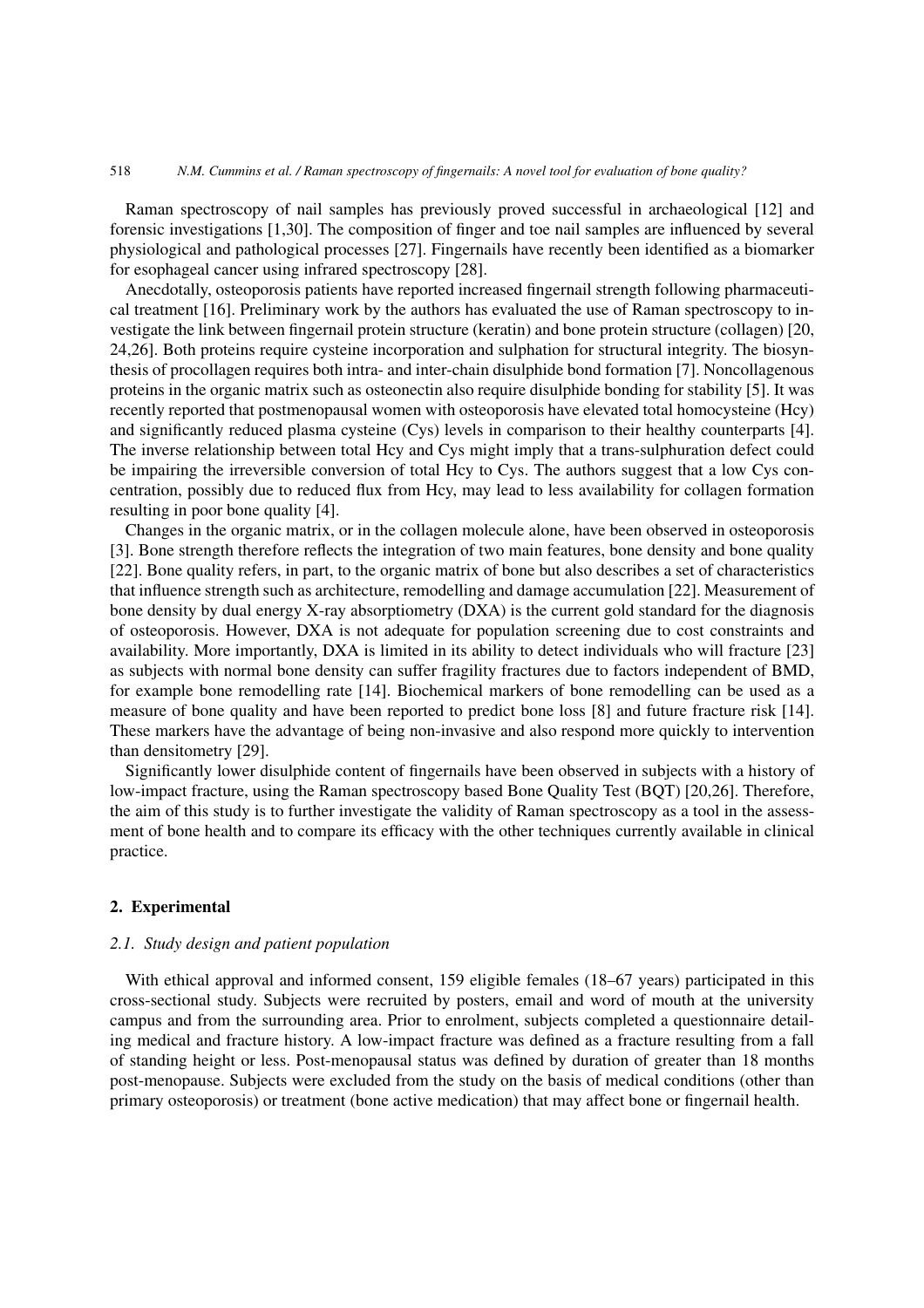Raman spectroscopy of nail samples has previously proved successful in archaeological [12] and forensic investigations [1,30]. The composition of finger and toe nail samples are influenced by several physiological and pathological processes [27]. Fingernails have recently been identified as a biomarker for esophageal cancer using infrared spectroscopy [28].

Anecdotally, osteoporosis patients have reported increased fingernail strength following pharmaceutical treatment [16]. Preliminary work by the authors has evaluated the use of Raman spectroscopy to investigate the link between fingernail protein structure (keratin) and bone protein structure (collagen) [20, 24,26]. Both proteins require cysteine incorporation and sulphation for structural integrity. The biosynthesis of procollagen requires both intra- and inter-chain disulphide bond formation [7]. Noncollagenous proteins in the organic matrix such as osteonectin also require disulphide bonding for stability [5]. It was recently reported that postmenopausal women with osteoporosis have elevated total homocysteine (Hcy) and significantly reduced plasma cysteine (Cys) levels in comparison to their healthy counterparts [4]. The inverse relationship between total Hcy and Cys might imply that a trans-sulphuration defect could be impairing the irreversible conversion of total Hcy to Cys. The authors suggest that a low Cys concentration, possibly due to reduced flux from Hcy, may lead to less availability for collagen formation resulting in poor bone quality [4].

Changes in the organic matrix, or in the collagen molecule alone, have been observed in osteoporosis [3]. Bone strength therefore reflects the integration of two main features, bone density and bone quality [22]. Bone quality refers, in part, to the organic matrix of bone but also describes a set of characteristics that influence strength such as architecture, remodelling and damage accumulation [22]. Measurement of bone density by dual energy X-ray absorptiometry (DXA) is the current gold standard for the diagnosis of osteoporosis. However, DXA is not adequate for population screening due to cost constraints and availability. More importantly, DXA is limited in its ability to detect individuals who will fracture [23] as subjects with normal bone density can suffer fragility fractures due to factors independent of BMD, for example bone remodelling rate [14]. Biochemical markers of bone remodelling can be used as a measure of bone quality and have been reported to predict bone loss [8] and future fracture risk [14]. These markers have the advantage of being non-invasive and also respond more quickly to intervention than densitometry [29].

Significantly lower disulphide content of fingernails have been observed in subjects with a history of low-impact fracture, using the Raman spectroscopy based Bone Quality Test (BQT) [20,26]. Therefore, the aim of this study is to further investigate the validity of Raman spectroscopy as a tool in the assessment of bone health and to compare its efficacy with the other techniques currently available in clinical practice.

## 2. Experimental

### 2.1. Study design and patient population

With ethical approval and informed consent, 159 eligible females (18–67 years) participated in this cross-sectional study. Subjects were recruited by posters, email and word of mouth at the university campus and from the surrounding area. Prior to enrolment, subjects completed a questionnaire detailing medical and fracture history. A low-impact fracture was defined as a fracture resulting from a fall of standing height or less. Post-menopausal status was defined by duration of greater than 18 months post-menopause. Subjects were excluded from the study on the basis of medical conditions (other than primary osteoporosis) or treatment (bone active medication) that may affect bone or fingernail health.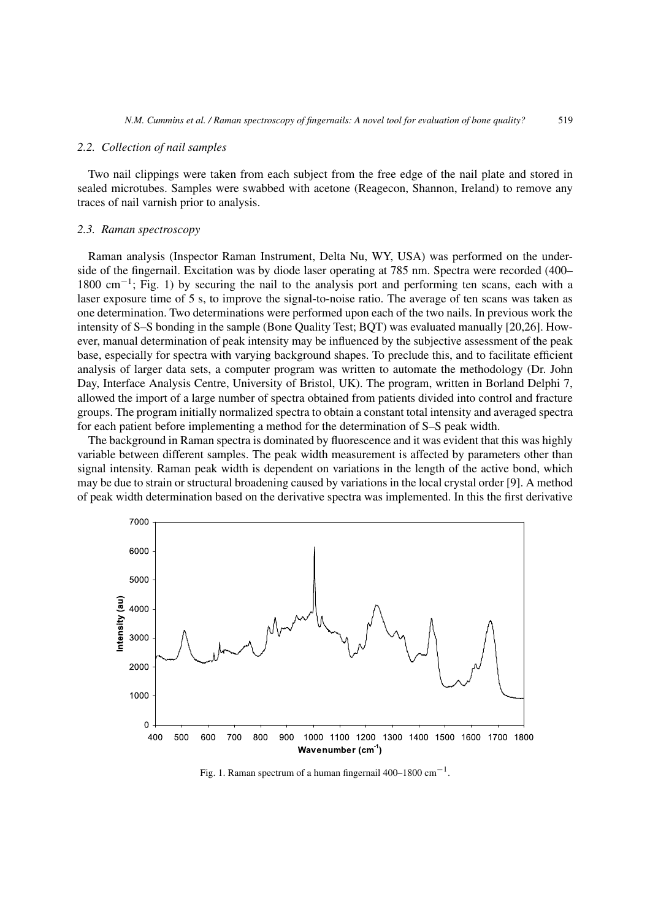### 2.2. Collection of nail samples

Two nail clippings were taken from each subject from the free edge of the nail plate and stored in sealed microtubes. Samples were swabbed with acetone (Reagecon, Shannon, Ireland) to remove any traces of nail varnish prior to analysis.

### 2.3. Raman spectroscopy

Raman analysis (Inspector Raman Instrument, Delta Nu, WY, USA) was performed on the underside of the fingernail. Excitation was by diode laser operating at 785 nm. Spectra were recorded (400–1800 $cm^{-1}$; Fig. 1) by securing the nail to the analysis port and performing ten scans, each with a laser exposure time of 5 s, to improve the signal-to-noise ratio. The average of ten scans was taken as one determination. Two determinations were performed upon each of the two nails. In previous work the intensity of S–S bonding in the sample (Bone Quality Test; BQT) was evaluated manually [20,26]. However, manual determination of peak intensity may be influenced by the subjective assessment of the peak base, especially for spectra with varying background shapes. To preclude this, and to facilitate efficient analysis of larger data sets, a computer program was written to automate the methodology (Dr. John Day, Interface Analysis Centre, University of Bristol, UK). The program, written in Borland Delphi 7, allowed the import of a large number of spectra obtained from patients divided into control and fracture groups. The program initially normalized spectra to obtain a constant total intensity and averaged spectra for each patient before implementing a method for the determination of S–S peak width.

The background in Raman spectra is dominated by fluorescence and it was evident that this was highly variable between different samples. The peak width measurement is affected by parameters other than signal intensity. Raman peak width is dependent on variations in the length of the active bond, which may be due to strain or structural broadening caused by variations in the local crystal order [9]. A method of peak width determination based on the derivative spectra was implemented. In this the first derivative

Fig. 1. Raman spectrum of a human fingernail 400–1800 $cm^{-1}$.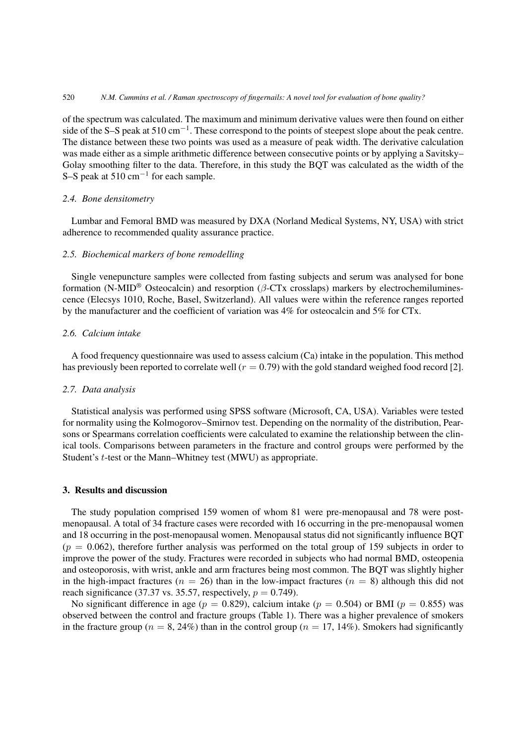of the spectrum was calculated. The maximum and minimum derivative values were then found on either side of the S–S peak at 510 $cm^{-1}$. These correspond to the points of steepest slope about the peak centre. The distance between these two points was used as a measure of peak width. The derivative calculation was made either as a simple arithmetic difference between consecutive points or by applying a Savitsky–Golay smoothing filter to the data. Therefore, in this study the BQT was calculated as the width of the S–S peak at 510 $cm^{-1}$ for each sample.

### 2.4. Bone densitometry

Lumbar and Femoral BMD was measured by DXA (Norland Medical Systems, NY, USA) with strict adherence to recommended quality assurance practice.

### 2.5. Biochemical markers of bone remodelling

Single venepuncture samples were collected from fasting subjects and serum was analysed for bone formation (N-MID® Osteocalcin) and resorption ($\beta$-CTx crosslaps) markers by electrochemiluminescence (Elecsys 1010, Roche, Basel, Switzerland). All values were within the reference ranges reported by the manufacturer and the coefficient of variation was 4% for osteocalcin and 5% for CTx.

### 2.6. Calcium intake

A food frequency questionnaire was used to assess calcium (Ca) intake in the population. This method has previously been reported to correlate well ($r = 0.79$) with the gold standard weighed food record [2].

### 2.7. Data analysis

Statistical analysis was performed using SPSS software (Microsoft, CA, USA). Variables were tested for normality using the Kolmogorov–Smirnov test. Depending on the normality of the distribution, Pearsons or Spearmans correlation coefficients were calculated to examine the relationship between the clinical tools. Comparisons between parameters in the fracture and control groups were performed by the Student's $t$-test or the Mann–Whitney test (MWU) as appropriate.

## 3. Results and discussion

The study population comprised 159 women of whom 81 were pre-menopausal and 78 were post-menopausal. A total of 34 fracture cases were recorded with 16 occurring in the pre-menopausal women and 18 occurring in the post-menopausal women. Menopausal status did not significantly influence BQT ($p = 0.062$), therefore further analysis was performed on the total group of 159 subjects in order to improve the power of the study. Fractures were recorded in subjects who had normal BMD, osteopenia and osteoporosis, with wrist, ankle and arm fractures being most common. The BQT was slightly higher in the high-impact fractures ($n = 26$) than in the low-impact fractures ($n = 8$) although this did not reach significance (37.37 vs. 35.57, respectively, $p = 0.749$).

No significant difference in age ($p = 0.829$), calcium intake ($p = 0.504$) or BMI ($p = 0.855$) was observed between the control and fracture groups (Table 1). There was a higher prevalence of smokers in the fracture group ($n = 8$, 24%) than in the control group ($n = 17$, 14%). Smokers had significantly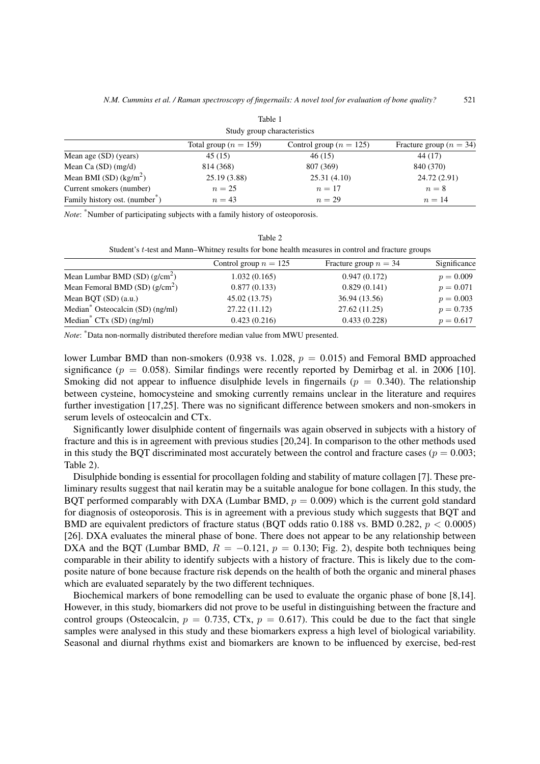Table 1

Study group characteristics

| | Total group ($n = 159$) | Control group ($n = 125$) | Fracture group ($n = 34$) |
|---|---|---|---|
| Mean age (SD) (years) | 45 (15) | 46 (15) | 44 (17) |
| Mean Ca (SD) (mg/d) | 814 (368) | 807 (369) | 840 (370) |
| Mean BMI (SD) (kg/m$^2$) | 25.19 (3.88) | 25.31 (4.10) | 24.72 (2.91) |
| Current smokers (number) | $n = 25$ | $n = 17$ | $n = 8$ |
| Family history ost. (number*) | $n = 43$ | $n = 29$ | $n = 14$ |

*Note*: *Number of participating subjects with a family history of osteoporosis.

Table 2

Student's $t$-test and Mann–Whitney results for bone health measures in control and fracture groups

| | Control group $n = 125$ | Fracture group $n = 34$ | Significance |
|---|---|---|---|
| Mean Lumbar BMD (SD) (g/cm$^2$) | 1.032 (0.165) | 0.947 (0.172) | $p = 0.009$ |
| Mean Femoral BMD (SD) (g/cm$^2$) | 0.877 (0.133) | 0.829 (0.141) | $p = 0.071$ |
| Mean BQT (SD) (a.u.) | 45.02 (13.75) | 36.94 (13.56) | $p = 0.003$ |
| Median* Osteocalcin (SD) (ng/ml) | 27.22 (11.12) | 27.62 (11.25) | $p = 0.735$ |
| Median* CTx (SD) (ng/ml) | 0.423 (0.216) | 0.433 (0.228) | $p = 0.617$ |

*Note*: *Data non-normally distributed therefore median value from MWU presented.

lower Lumbar BMD than non-smokers (0.938 vs. 1.028, $p = 0.015$) and Femoral BMD approached significance ($p = 0.058$). Similar findings were recently reported by Demirbag et al. in 2006 [10]. Smoking did not appear to influence disulphide levels in fingernails ($p = 0.340$). The relationship between cysteine, homocysteine and smoking currently remains unclear in the literature and requires further investigation [17,25]. There was no significant difference between smokers and non-smokers in serum levels of osteocalcin and CTx.

Significantly lower disulphide content of fingernails was again observed in subjects with a history of fracture and this is in agreement with previous studies [20,24]. In comparison to the other methods used in this study the BQT discriminated most accurately between the control and fracture cases ($p = 0.003$; Table 2).

Disulphide bonding is essential for procollagen folding and stability of mature collagen [7]. These preliminary results suggest that nail keratin may be a suitable analogue for bone collagen. In this study, the BQT performed comparably with DXA (Lumbar BMD, $p = 0.009$) which is the current gold standard for diagnosis of osteoporosis. This is in agreement with a previous study which suggests that BQT and BMD are equivalent predictors of fracture status (BQT odds ratio 0.188 vs. BMD 0.282, $p < 0.0005$) [26]. DXA evaluates the mineral phase of bone. There does not appear to be any relationship between DXA and the BQT (Lumbar BMD, $R = -0.121$, $p = 0.130$; Fig. 2), despite both techniques being comparable in their ability to identify subjects with a history of fracture. This is likely due to the composite nature of bone because fracture risk depends on the health of both the organic and mineral phases which are evaluated separately by the two different techniques.

Biochemical markers of bone remodelling can be used to evaluate the organic phase of bone [8,14]. However, in this study, biomarkers did not prove to be useful in distinguishing between the fracture and control groups (Osteocalcin, $p = 0.735$, CTx, $p = 0.617$). This could be due to the fact that single samples were analysed in this study and these biomarkers express a high level of biological variability. Seasonal and diurnal rhythms exist and biomarkers are known to be influenced by exercise, bed-rest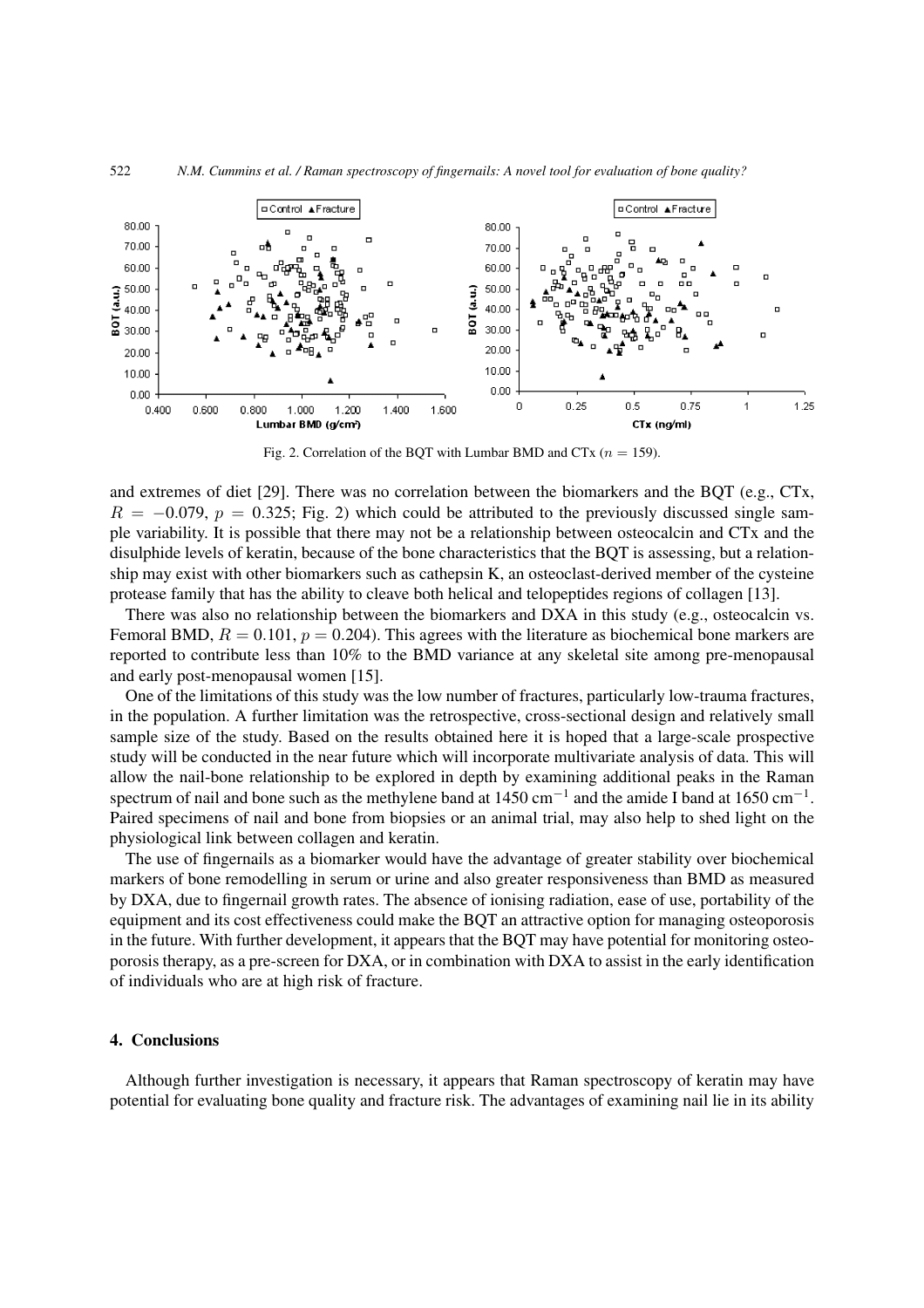Fig. 2. Correlation of the BQT with Lumbar BMD and CTx ($n = 159$).

and extremes of diet [29]. There was no correlation between the biomarkers and the BQT (e.g., CTx, $R = -0.079$, $p = 0.325$; Fig. 2) which could be attributed to the previously discussed single sample variability. It is possible that there may not be a relationship between osteocalcin and CTx and the disulphide levels of keratin, because of the bone characteristics that the BQT is assessing, but a relationship may exist with other biomarkers such as cathepsin K, an osteoclast-derived member of the cysteine protease family that has the ability to cleave both helical and telopeptides regions of collagen [13].

There was also no relationship between the biomarkers and DXA in this study (e.g., osteocalcin vs. Femoral BMD, $R = 0.101$, $p = 0.204$). This agrees with the literature as biochemical bone markers are reported to contribute less than 10% to the BMD variance at any skeletal site among pre-menopausal and early post-menopausal women [15].

One of the limitations of this study was the low number of fractures, particularly low-trauma fractures, in the population. A further limitation was the retrospective, cross-sectional design and relatively small sample size of the study. Based on the results obtained here it is hoped that a large-scale prospective study will be conducted in the near future which will incorporate multivariate analysis of data. This will allow the nail-bone relationship to be explored in depth by examining additional peaks in the Raman spectrum of nail and bone such as the methylene band at 1450 $\text{cm}^{-1}$ and the amide I band at 1650 $\text{cm}^{-1}$. Paired specimens of nail and bone from biopsies or an animal trial, may also help to shed light on the physiological link between collagen and keratin.

The use of fingernails as a biomarker would have the advantage of greater stability over biochemical markers of bone remodelling in serum or urine and also greater responsiveness than BMD as measured by DXA, due to fingernail growth rates. The absence of ionising radiation, ease of use, portability of the equipment and its cost effectiveness could make the BQT an attractive option for managing osteoporosis in the future. With further development, it appears that the BQT may have potential for monitoring osteoporosis therapy, as a pre-screen for DXA, or in combination with DXA to assist in the early identification of individuals who are at high risk of fracture.

## 4. Conclusions

Although further investigation is necessary, it appears that Raman spectroscopy of keratin may have potential for evaluating bone quality and fracture risk. The advantages of examining nail lie in its ability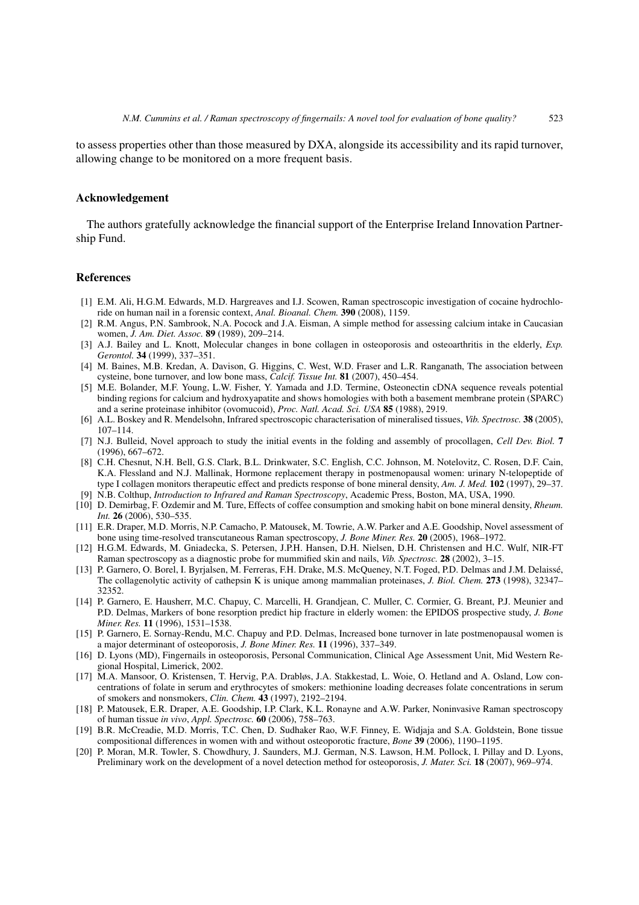to assess properties other than those measured by DXA, alongside its accessibility and its rapid turnover, allowing change to be monitored on a more frequent basis.

## Acknowledgement

The authors gratefully acknowledge the financial support of the Enterprise Ireland Innovation Partnership Fund.

## References

[1] E.M. Ali, H.G.M. Edwards, M.D. Hargreaves and I.J. Scowen, Raman spectroscopic investigation of cocaine hydrochloride on human nail in a forensic context, *Anal. Bioanal. Chem.* **390** (2008), 1159.

[2] R.M. Angus, P.N. Sambrook, N.A. Pocock and J.A. Eisman, A simple method for assessing calcium intake in Caucasian women, *J. Am. Diet. Assoc.* **89** (1989), 209–214.

[3] A.J. Bailey and L. Knott, Molecular changes in bone collagen in osteoporosis and osteoarthritis in the elderly, *Exp. Gerontol.* **34** (1999), 337–351.

[4] M. Baines, M.B. Kredan, A. Davison, G. Higgins, C. West, W.D. Fraser and L.R. Ranganath, The association between cysteine, bone turnover, and low bone mass, *Calcif. Tissue Int.* **81** (2007), 450–454.

[5] M.E. Bolander, M.F. Young, L.W. Fisher, Y. Yamada and J.D. Termine, Osteonectin cDNA sequence reveals potential binding regions for calcium and hydroxyapatite and shows homologies with both a basement membrane protein (SPARC) and a serine proteinase inhibitor (ovomucoid), *Proc. Natl. Acad. Sci. USA* **85** (1988), 2919.

[6] A.L. Boskey and R. Mendelsohn, Infrared spectroscopic characterisation of mineralised tissues, *Vib. Spectrosc.* **38** (2005), 107–114.

[7] N.J. Bulleid, Novel approach to study the initial events in the folding and assembly of procollagen, *Cell Dev. Biol.* **7** (1996), 667–672.

[8] C.H. Chesnut, N.H. Bell, G.S. Clark, B.L. Drinkwater, S.C. English, C.C. Johnson, M. Notelovitz, C. Rosen, D.F. Cain, K.A. Flessland and N.J. Mallinak, Hormone replacement therapy in postmenopausal women: urinary N-telopeptide of type I collagen monitors therapeutic effect and predicts response of bone mineral density, *Am. J. Med.* **102** (1997), 29–37.

[9] N.B. Colthup, *Introduction to Infrared and Raman Spectroscopy*, Academic Press, Boston, MA, USA, 1990.

[10] D. Demirbag, F. Ozdemir and M. Ture, Effects of coffee consumption and smoking habit on bone mineral density, *Rheum. Int.* **26** (2006), 530–535.

[11] E.R. Draper, M.D. Morris, N.P. Camacho, P. Matousek, M. Towrie, A.W. Parker and A.E. Goodship, Novel assessment of bone using time-resolved transcutaneous Raman spectroscopy, *J. Bone Miner. Res.* **20** (2005), 1968–1972.

[12] H.G.M. Edwards, M. Gniadecka, S. Petersen, J.P.H. Hansen, D.H. Nielsen, D.H. Christensen and H.C. Wulf, NIR-FT Raman spectroscopy as a diagnostic probe for mummified skin and nails, *Vib. Spectrosc.* **28** (2002), 3–15.

[13] P. Garnero, O. Borel, I. Byrjalsen, M. Ferreras, F.H. Drake, M.S. McQueney, N.T. Foged, P.D. Delmas and J.M. Delaissé, The collagenolytic activity of cathepsin K is unique among mammalian proteinases, *J. Biol. Chem.* **273** (1998), 32347–32352.

[14] P. Garnero, E. Hausherr, M.C. Chapuy, C. Marcelli, H. Grandjean, C. Muller, C. Cormier, G. Breant, P.J. Meunier and P.D. Delmas, Markers of bone resorption predict hip fracture in elderly women: the EPIDOS prospective study, *J. Bone Miner. Res.* **11** (1996), 1531–1538.

[15] P. Garnero, E. Sornay-Rendu, M.C. Chapuy and P.D. Delmas, Increased bone turnover in late postmenopausal women is a major determinant of osteoporosis, *J. Bone Miner. Res.* **11** (1996), 337–349.

[16] D. Lyons (MD), Fingernails in osteoporosis, Personal Communication, Clinical Age Assessment Unit, Mid Western Regional Hospital, Limerick, 2002.

[17] M.A. Mansoor, O. Kristensen, T. Hervig, P.A. Drabløs, J.A. Stakkestad, L. Woie, O. Hetland and A. Osland, Low concentrations of folate in serum and erythrocytes of smokers: methionine loading decreases folate concentrations in serum of smokers and nonsmokers, *Clin. Chem.* **43** (1997), 2192–2194.

[18] P. Matousek, E.R. Draper, A.E. Goodship, I.P. Clark, K.L. Ronayne and A.W. Parker, Noninvasive Raman spectroscopy of human tissue *in vivo*, *Appl. Spectrosc.* **60** (2006), 758–763.

[19] B.R. McCreadie, M.D. Morris, T.C. Chen, D. Sudhaker Rao, W.F. Finney, E. Widjaja and S.A. Goldstein, Bone tissue compositional differences in women with and without osteoporotic fracture, *Bone* **39** (2006), 1190–1195.

[20] P. Moran, M.R. Towler, S. Chowdhury, J. Saunders, M.J. German, N.S. Lawson, H.M. Pollock, I. Pillay and D. Lyons, Preliminary work on the development of a novel detection method for osteoporosis, *J. Mater. Sci.* **18** (2007), 969–974.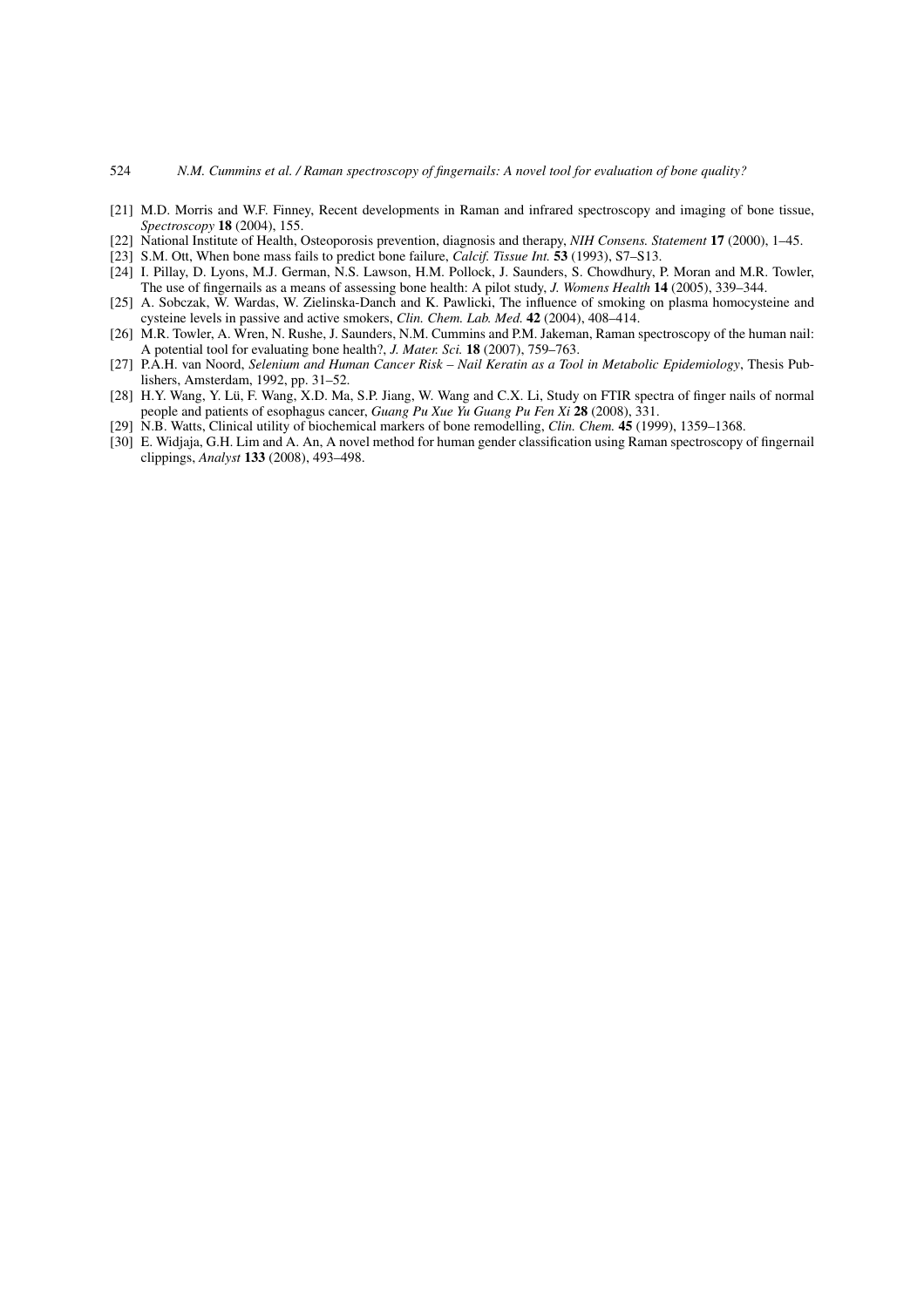[21] M.D. Morris and W.F. Finney, Recent developments in Raman and infrared spectroscopy and imaging of bone tissue, *Spectroscopy* **18** (2004), 155.

[22] National Institute of Health, Osteoporosis prevention, diagnosis and therapy, *NIH Consens. Statement* **17** (2000), 1–45.

[23] S.M. Ott, When bone mass fails to predict bone failure, *Calcif. Tissue Int.* **53** (1993), S7–S13.

[24] I. Pillay, D. Lyons, M.J. German, N.S. Lawson, H.M. Pollock, J. Saunders, S. Chowdhury, P. Moran and M.R. Towler, The use of fingernails as a means of assessing bone health: A pilot study, *J. Womens Health* **14** (2005), 339–344.

[25] A. Sobczak, W. Wardas, W. Zielinska-Danch and K. Pawlicki, The influence of smoking on plasma homocysteine and cysteine levels in passive and active smokers, *Clin. Chem. Lab. Med.* **42** (2004), 408–414.

[26] M.R. Towler, A. Wren, N. Rushe, J. Saunders, N.M. Cummins and P.M. Jakeman, Raman spectroscopy of the human nail: A potential tool for evaluating bone health?, *J. Mater. Sci.* **18** (2007), 759–763.

[27] P.A.H. van Noord, *Selenium and Human Cancer Risk – Nail Keratin as a Tool in Metabolic Epidemiology*, Thesis Publishers, Amsterdam, 1992, pp. 31–52.

[28] H.Y. Wang, Y. Lü, F. Wang, X.D. Ma, S.P. Jiang, W. Wang and C.X. Li, Study on FTIR spectra of finger nails of normal people and patients of esophagus cancer, *Guang Pu Xue Yu Guang Pu Fen Xi* **28** (2008), 331.

[29] N.B. Watts, Clinical utility of biochemical markers of bone remodelling, *Clin. Chem.* **45** (1999), 1359–1368.

[30] E. Widjaja, G.H. Lim and A. An, A novel method for human gender classification using Raman spectroscopy of fingernail clippings, *Analyst* **133** (2008), 493–498.